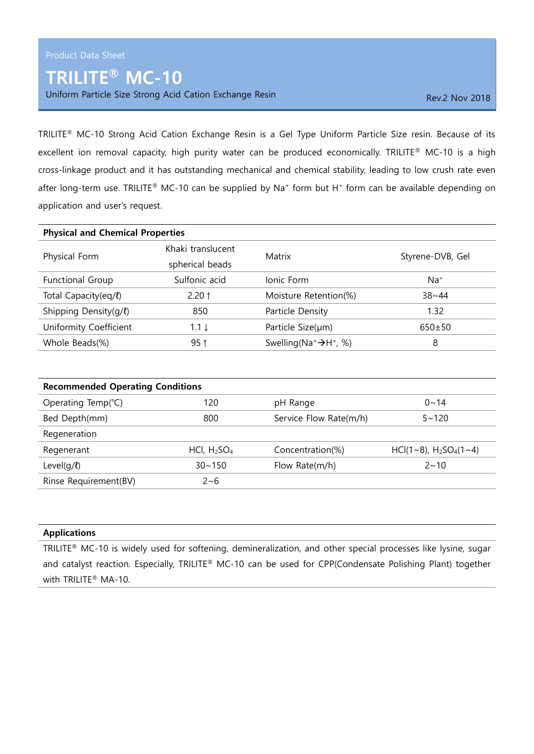Product Data Sheet

# TRILITE® MC-10

Uniform Particle Size Strong Acid Cation Exchange Resin

Rev.2 Nov 2018

TRILITE® MC-10 Strong Acid Cation Exchange Resin is a Gel Type Uniform Particle Size resin. Because of its excellent ion removal capacity, high purity water can be produced economically. TRILITE® MC-10 is a high cross-linkage product and it has outstanding mechanical and chemical stability, leading to low crush rate even after long-term use. TRILITE® MC-10 can be supplied by $Na^+$ form but $H^+$ form can be available depending on application and user's request.

| **Physical and Chemical Properties** | | | |
|---|---|---|---|
| Physical Form | Khaki translucent spherical beads | Matrix | Styrene-DVB, Gel |
| Functional Group | Sulfonic acid | Ionic Form | $Na^+$ |
| Total Capacity(eq/ℓ) | 2.20 ↑ | Moisture Retention(%) | 38~44 |
| Shipping Density(g/ℓ) | 850 | Particle Density | 1.32 |
| Uniformity Coefficient | 1.1 ↓ | Particle Size(μm) | 650±50 |
| Whole Beads(%) | 95 ↑ | Swelling($Na^+ \rightarrow H^+$, %) | 8 |

| **Recommended Operating Conditions** | | | |
|---|---|---|---|
| Operating Temp(℃) | 120 | pH Range | 0~14 |
| Bed Depth(mm) | 800 | Service Flow Rate(m/h) | 5~120 |
| Regeneration | | | |
| Regenerant | HCl, $H_2SO_4$ | Concentration(%) | HCl(1~8), $H_2SO_4$(1~4) |
| Level(g/ℓ) | 30~150 | Flow Rate(m/h) | 2~10 |
| Rinse Requirement(BV) | 2~6 | | |

**Applications**

TRILITE® MC-10 is widely used for softening, demineralization, and other special processes like lysine, sugar and catalyst reaction. Especially, TRILITE® MC-10 can be used for CPP(Condensate Polishing Plant) together with TRILITE® MA-10.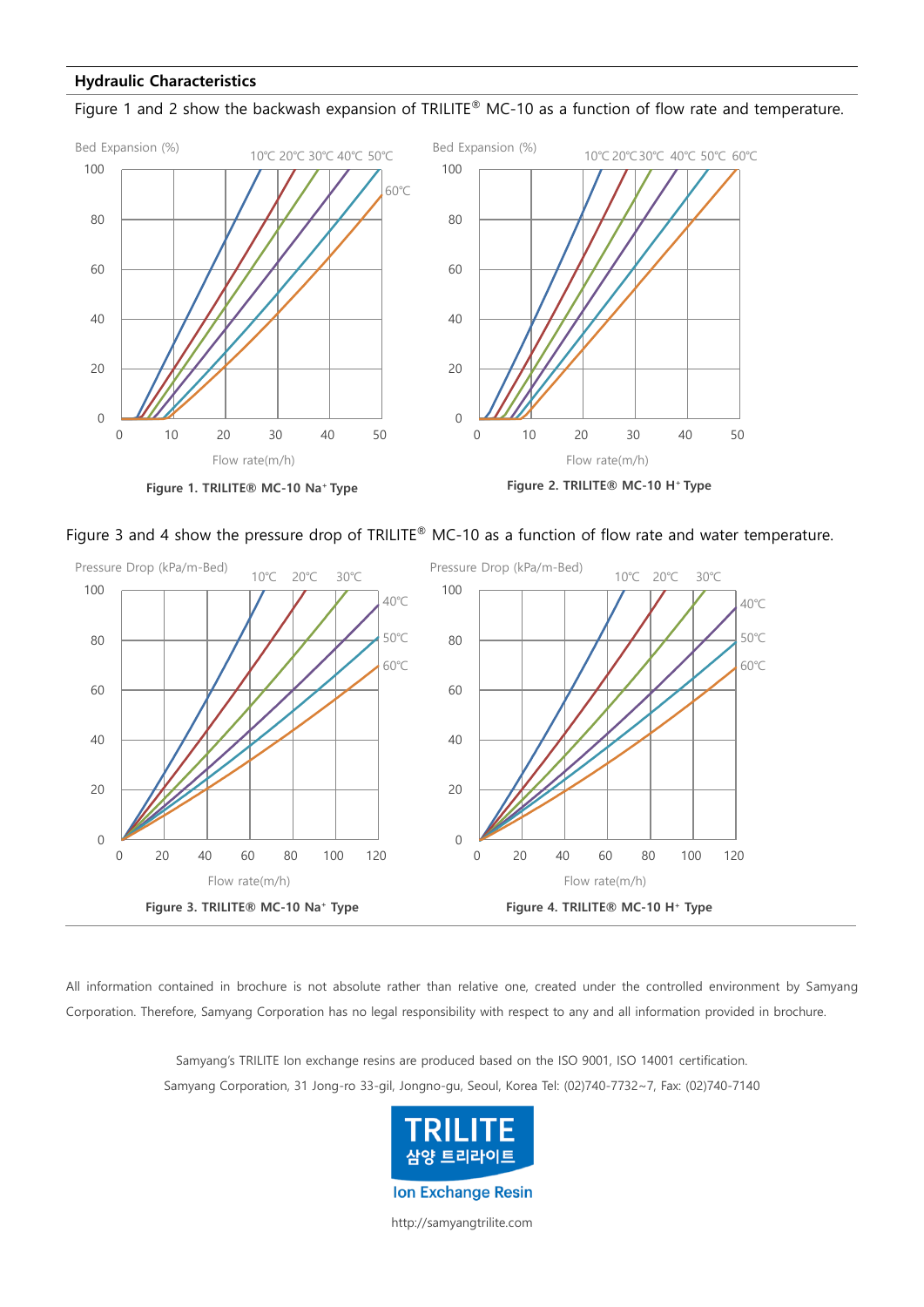## Hydraulic Characteristics

Figure 1 and 2 show the backwash expansion of TRILITE® MC-10 as a function of flow rate and temperature.

Bed Expansion (%)
10℃ 20℃ 30℃ 40℃ 50℃
60℃
100
80
60
40
20
0
0 10 20 30 40 50
Flow rate(m/h)

**Figure 1. TRILITE® MC-10 $Na^+$ Type**

Bed Expansion (%)
10℃ 20℃ 30℃ 40℃ 50℃ 60℃
100
80
60
40
20
0
0 10 20 30 40 50
Flow rate(m/h)

**Figure 2. TRILITE® MC-10 $H^+$ Type**

Figure 3 and 4 show the pressure drop of TRILITE® MC-10 as a function of flow rate and water temperature.

Pressure Drop (kPa/m-Bed)
10℃ 20℃ 30℃
40℃
50℃
60℃
100
80
60
40
20
0
0 20 40 60 80 100 120
Flow rate(m/h)

**Figure 3. TRILITE® MC-10 $Na^+$ Type**

Pressure Drop (kPa/m-Bed)
10℃ 20℃ 30℃
40℃
50℃
60℃
100
80
60
40
20
0
0 20 40 60 80 100 120
Flow rate(m/h)

**Figure 4. TRILITE® MC-10 $H^+$ Type**

All information contained in brochure is not absolute rather than relative one, created under the controlled environment by Samyang Corporation. Therefore, Samyang Corporation has no legal responsibility with respect to any and all information provided in brochure.

Samyang's TRILITE Ion exchange resins are produced based on the ISO 9001, ISO 14001 certification.
Samyang Corporation, 31 Jong-ro 33-gil, Jongno-gu, Seoul, Korea Tel: (02)740-7732~7, Fax: (02)740-7140

TRILITE
삼양 트리라이트
Ion Exchange Resin

http://samyangtrilite.com